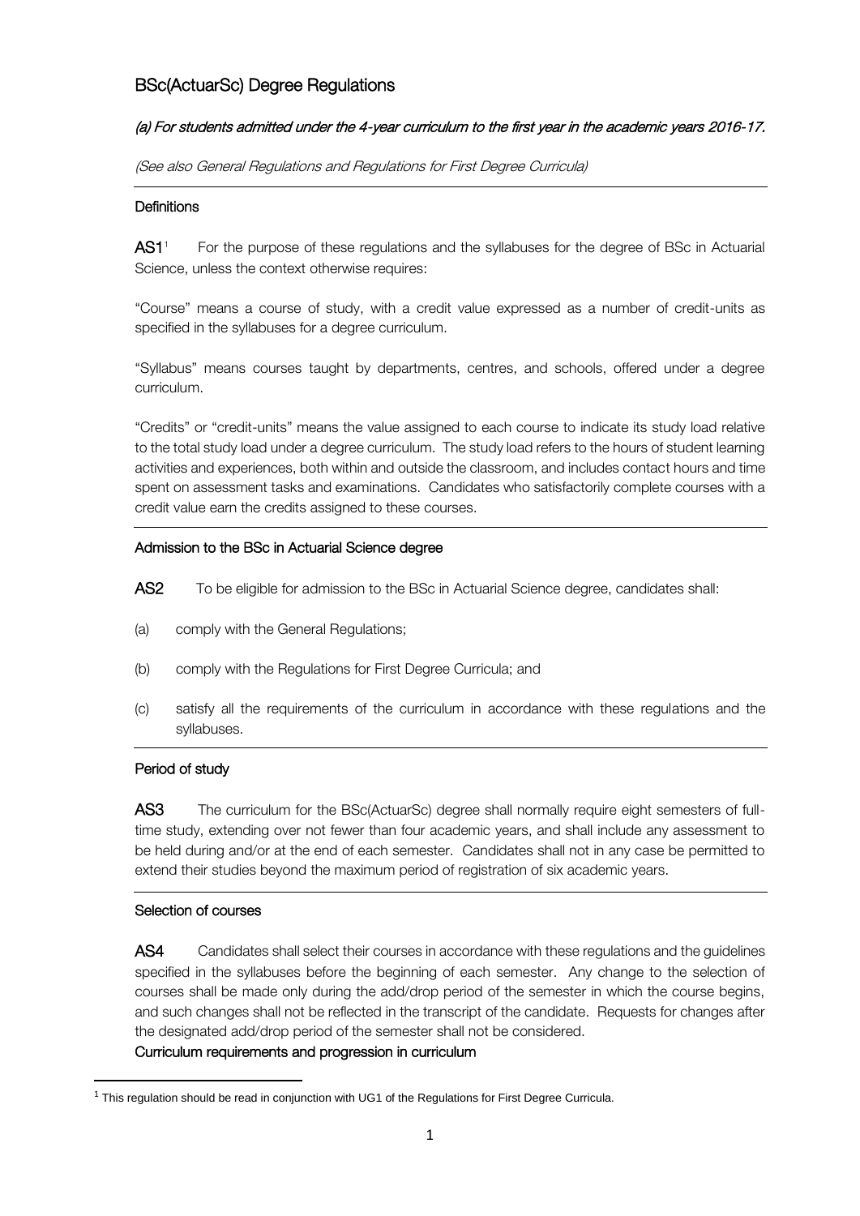# BSc(ActuarSc) Degree Regulations

*(a) For students admitted under the 4-year curriculum to the first year in the academic years 2016-17.*

*(See also General Regulations and Regulations for First Degree Curricula)*

## Definitions

**AS1**[1] For the purpose of these regulations and the syllabuses for the degree of BSc in Actuarial Science, unless the context otherwise requires:

"Course" means a course of study, with a credit value expressed as a number of credit-units as specified in the syllabuses for a degree curriculum.

"Syllabus" means courses taught by departments, centres, and schools, offered under a degree curriculum.

"Credits" or "credit-units" means the value assigned to each course to indicate its study load relative to the total study load under a degree curriculum. The study load refers to the hours of student learning activities and experiences, both within and outside the classroom, and includes contact hours and time spent on assessment tasks and examinations. Candidates who satisfactorily complete courses with a credit value earn the credits assigned to these courses.

## Admission to the BSc in Actuarial Science degree

**AS2** To be eligible for admission to the BSc in Actuarial Science degree, candidates shall:

(a) comply with the General Regulations;

(b) comply with the Regulations for First Degree Curricula; and

(c) satisfy all the requirements of the curriculum in accordance with these regulations and the syllabuses.

## Period of study

**AS3** The curriculum for the BSc(ActuarSc) degree shall normally require eight semesters of full-time study, extending over not fewer than four academic years, and shall include any assessment to be held during and/or at the end of each semester. Candidates shall not in any case be permitted to extend their studies beyond the maximum period of registration of six academic years.

## Selection of courses

**AS4** Candidates shall select their courses in accordance with these regulations and the guidelines specified in the syllabuses before the beginning of each semester. Any change to the selection of courses shall be made only during the add/drop period of the semester in which the course begins, and such changes shall not be reflected in the transcript of the candidate. Requests for changes after the designated add/drop period of the semester shall not be considered.

## Curriculum requirements and progression in curriculum

[1] This regulation should be read in conjunction with UG1 of the Regulations for First Degree Curricula.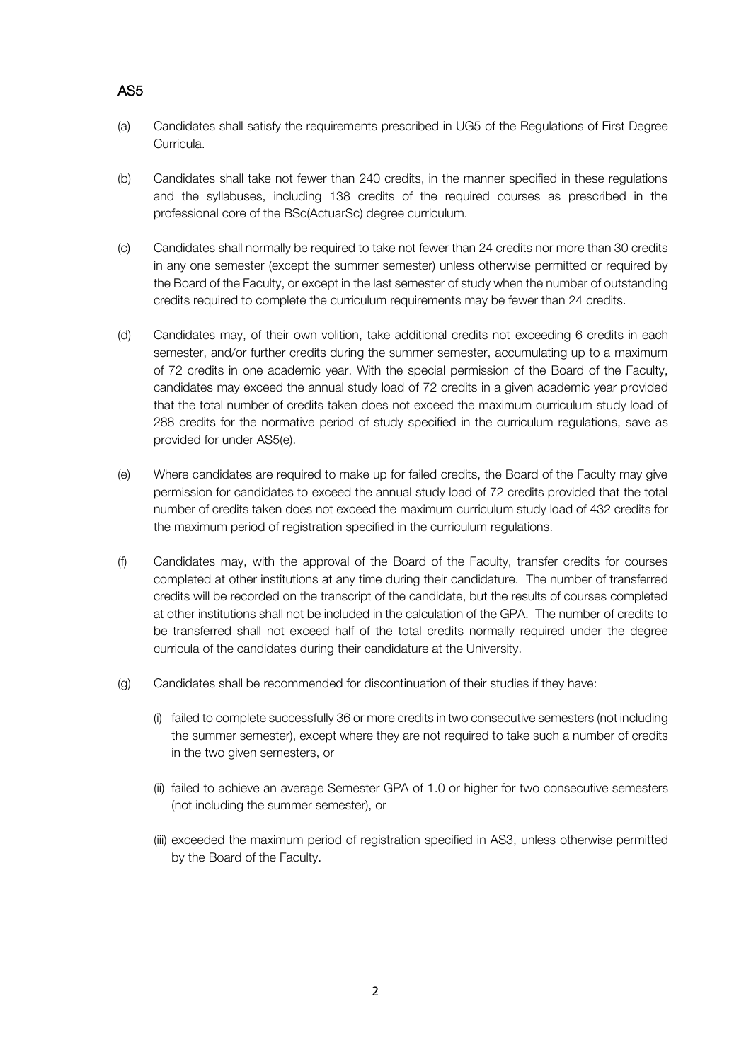## AS5

(a) Candidates shall satisfy the requirements prescribed in UG5 of the Regulations of First Degree Curricula.

(b) Candidates shall take not fewer than 240 credits, in the manner specified in these regulations and the syllabuses, including 138 credits of the required courses as prescribed in the professional core of the BSc(ActuarSc) degree curriculum.

(c) Candidates shall normally be required to take not fewer than 24 credits nor more than 30 credits in any one semester (except the summer semester) unless otherwise permitted or required by the Board of the Faculty, or except in the last semester of study when the number of outstanding credits required to complete the curriculum requirements may be fewer than 24 credits.

(d) Candidates may, of their own volition, take additional credits not exceeding 6 credits in each semester, and/or further credits during the summer semester, accumulating up to a maximum of 72 credits in one academic year. With the special permission of the Board of the Faculty, candidates may exceed the annual study load of 72 credits in a given academic year provided that the total number of credits taken does not exceed the maximum curriculum study load of 288 credits for the normative period of study specified in the curriculum regulations, save as provided for under AS5(e).

(e) Where candidates are required to make up for failed credits, the Board of the Faculty may give permission for candidates to exceed the annual study load of 72 credits provided that the total number of credits taken does not exceed the maximum curriculum study load of 432 credits for the maximum period of registration specified in the curriculum regulations.

(f) Candidates may, with the approval of the Board of the Faculty, transfer credits for courses completed at other institutions at any time during their candidature. The number of transferred credits will be recorded on the transcript of the candidate, but the results of courses completed at other institutions shall not be included in the calculation of the GPA. The number of credits to be transferred shall not exceed half of the total credits normally required under the degree curricula of the candidates during their candidature at the University.

(g) Candidates shall be recommended for discontinuation of their studies if they have:

   (i) failed to complete successfully 36 or more credits in two consecutive semesters (not including the summer semester), except where they are not required to take such a number of credits in the two given semesters, or

   (ii) failed to achieve an average Semester GPA of 1.0 or higher for two consecutive semesters (not including the summer semester), or

   (iii) exceeded the maximum period of registration specified in AS3, unless otherwise permitted by the Board of the Faculty.

---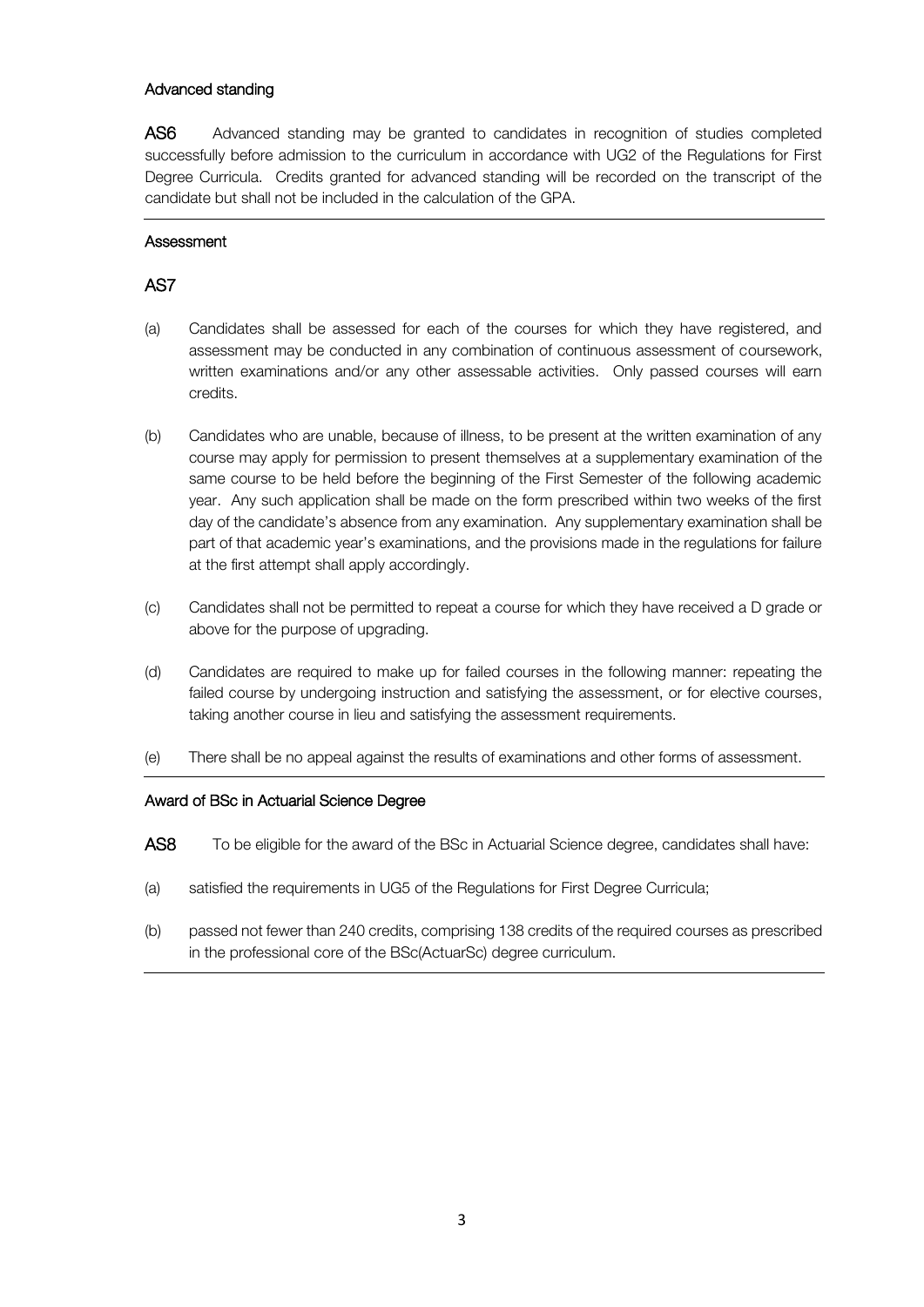### Advanced standing

**AS6** Advanced standing may be granted to candidates in recognition of studies completed successfully before admission to the curriculum in accordance with UG2 of the Regulations for First Degree Curricula. Credits granted for advanced standing will be recorded on the transcript of the candidate but shall not be included in the calculation of the GPA.

### Assessment

**AS7**

(a) Candidates shall be assessed for each of the courses for which they have registered, and assessment may be conducted in any combination of continuous assessment of coursework, written examinations and/or any other assessable activities. Only passed courses will earn credits.

(b) Candidates who are unable, because of illness, to be present at the written examination of any course may apply for permission to present themselves at a supplementary examination of the same course to be held before the beginning of the First Semester of the following academic year. Any such application shall be made on the form prescribed within two weeks of the first day of the candidate's absence from any examination. Any supplementary examination shall be part of that academic year's examinations, and the provisions made in the regulations for failure at the first attempt shall apply accordingly.

(c) Candidates shall not be permitted to repeat a course for which they have received a D grade or above for the purpose of upgrading.

(d) Candidates are required to make up for failed courses in the following manner: repeating the failed course by undergoing instruction and satisfying the assessment, or for elective courses, taking another course in lieu and satisfying the assessment requirements.

(e) There shall be no appeal against the results of examinations and other forms of assessment.

### Award of BSc in Actuarial Science Degree

**AS8** To be eligible for the award of the BSc in Actuarial Science degree, candidates shall have:

(a) satisfied the requirements in UG5 of the Regulations for First Degree Curricula;

(b) passed not fewer than 240 credits, comprising 138 credits of the required courses as prescribed in the professional core of the BSc(ActuarSc) degree curriculum.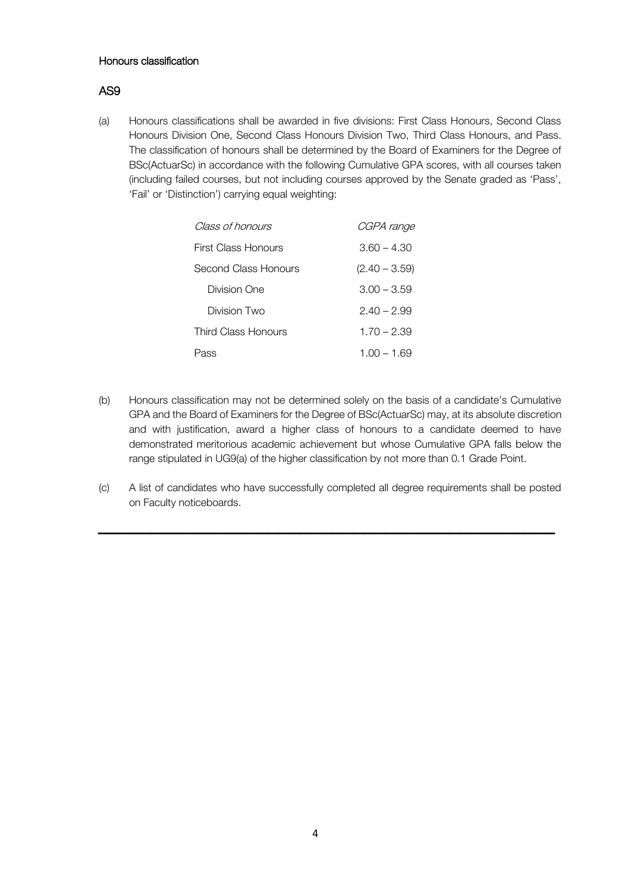### Honours classification

## AS9

(a) Honours classifications shall be awarded in five divisions: First Class Honours, Second Class Honours Division One, Second Class Honours Division Two, Third Class Honours, and Pass. The classification of honours shall be determined by the Board of Examiners for the Degree of BSc(ActuarSc) in accordance with the following Cumulative GPA scores, with all courses taken (including failed courses, but not including courses approved by the Senate graded as 'Pass', 'Fail' or 'Distinction') carrying equal weighting:

| *Class of honours* | *CGPA range* |
|---|---|
| First Class Honours | 3.60 – 4.30 |
| Second Class Honours | (2.40 – 3.59) |
| Division One | 3.00 – 3.59 |
| Division Two | 2.40 – 2.99 |
| Third Class Honours | 1.70 – 2.39 |
| Pass | 1.00 – 1.69 |

(b) Honours classification may not be determined solely on the basis of a candidate's Cumulative GPA and the Board of Examiners for the Degree of BSc(ActuarSc) may, at its absolute discretion and with justification, award a higher class of honours to a candidate deemed to have demonstrated meritorious academic achievement but whose Cumulative GPA falls below the range stipulated in UG9(a) of the higher classification by not more than 0.1 Grade Point.

(c) A list of candidates who have successfully completed all degree requirements shall be posted on Faculty noticeboards.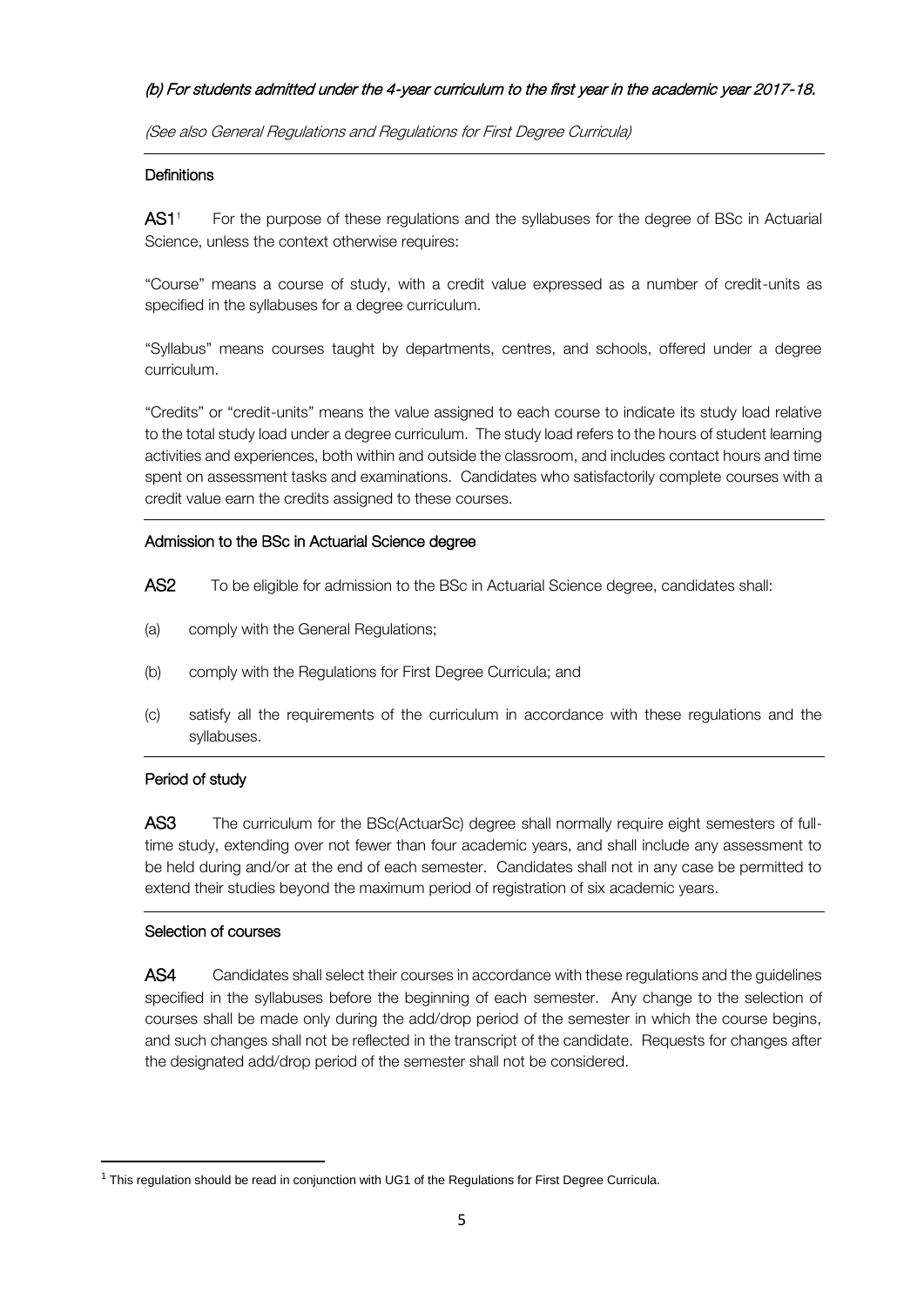*(b) For students admitted under the 4-year curriculum to the first year in the academic year 2017-18.*

*(See also General Regulations and Regulations for First Degree Curricula)*

## Definitions

**AS1**[1] For the purpose of these regulations and the syllabuses for the degree of BSc in Actuarial Science, unless the context otherwise requires:

"Course" means a course of study, with a credit value expressed as a number of credit-units as specified in the syllabuses for a degree curriculum.

"Syllabus" means courses taught by departments, centres, and schools, offered under a degree curriculum.

"Credits" or "credit-units" means the value assigned to each course to indicate its study load relative to the total study load under a degree curriculum. The study load refers to the hours of student learning activities and experiences, both within and outside the classroom, and includes contact hours and time spent on assessment tasks and examinations. Candidates who satisfactorily complete courses with a credit value earn the credits assigned to these courses.

## Admission to the BSc in Actuarial Science degree

**AS2** To be eligible for admission to the BSc in Actuarial Science degree, candidates shall:

(a) comply with the General Regulations;

(b) comply with the Regulations for First Degree Curricula; and

(c) satisfy all the requirements of the curriculum in accordance with these regulations and the syllabuses.

## Period of study

**AS3** The curriculum for the BSc(ActuarSc) degree shall normally require eight semesters of full-time study, extending over not fewer than four academic years, and shall include any assessment to be held during and/or at the end of each semester. Candidates shall not in any case be permitted to extend their studies beyond the maximum period of registration of six academic years.

## Selection of courses

**AS4** Candidates shall select their courses in accordance with these regulations and the guidelines specified in the syllabuses before the beginning of each semester. Any change to the selection of courses shall be made only during the add/drop period of the semester in which the course begins, and such changes shall not be reflected in the transcript of the candidate. Requests for changes after the designated add/drop period of the semester shall not be considered.

---

[1] This regulation should be read in conjunction with UG1 of the Regulations for First Degree Curricula.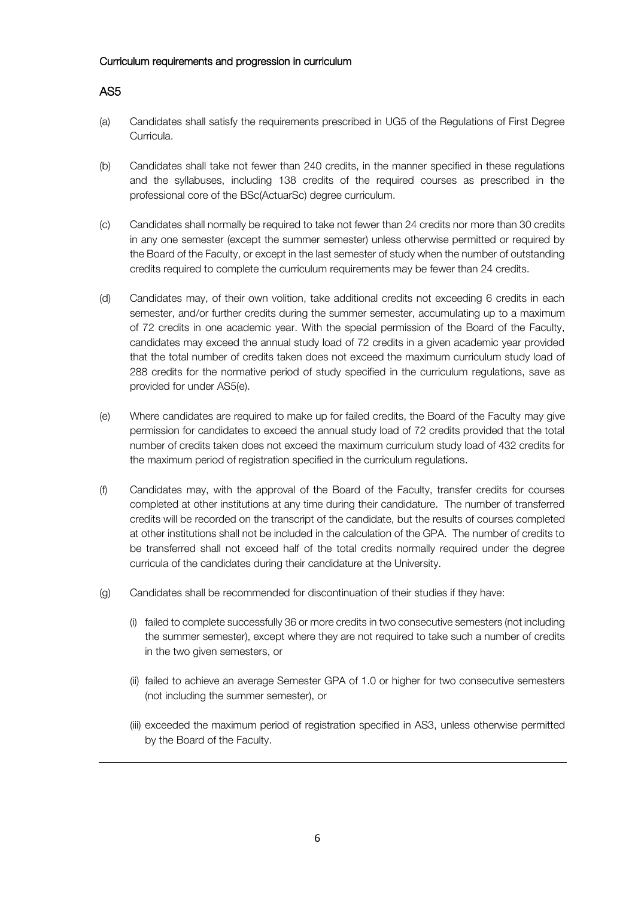Curriculum requirements and progression in curriculum

## AS5

(a) Candidates shall satisfy the requirements prescribed in UG5 of the Regulations of First Degree Curricula.

(b) Candidates shall take not fewer than 240 credits, in the manner specified in these regulations and the syllabuses, including 138 credits of the required courses as prescribed in the professional core of the BSc(ActuarSc) degree curriculum.

(c) Candidates shall normally be required to take not fewer than 24 credits nor more than 30 credits in any one semester (except the summer semester) unless otherwise permitted or required by the Board of the Faculty, or except in the last semester of study when the number of outstanding credits required to complete the curriculum requirements may be fewer than 24 credits.

(d) Candidates may, of their own volition, take additional credits not exceeding 6 credits in each semester, and/or further credits during the summer semester, accumulating up to a maximum of 72 credits in one academic year. With the special permission of the Board of the Faculty, candidates may exceed the annual study load of 72 credits in a given academic year provided that the total number of credits taken does not exceed the maximum curriculum study load of 288 credits for the normative period of study specified in the curriculum regulations, save as provided for under AS5(e).

(e) Where candidates are required to make up for failed credits, the Board of the Faculty may give permission for candidates to exceed the annual study load of 72 credits provided that the total number of credits taken does not exceed the maximum curriculum study load of 432 credits for the maximum period of registration specified in the curriculum regulations.

(f) Candidates may, with the approval of the Board of the Faculty, transfer credits for courses completed at other institutions at any time during their candidature. The number of transferred credits will be recorded on the transcript of the candidate, but the results of courses completed at other institutions shall not be included in the calculation of the GPA. The number of credits to be transferred shall not exceed half of the total credits normally required under the degree curricula of the candidates during their candidature at the University.

(g) Candidates shall be recommended for discontinuation of their studies if they have:

(i) failed to complete successfully 36 or more credits in two consecutive semesters (not including the summer semester), except where they are not required to take such a number of credits in the two given semesters, or

(ii) failed to achieve an average Semester GPA of 1.0 or higher for two consecutive semesters (not including the summer semester), or

(iii) exceeded the maximum period of registration specified in AS3, unless otherwise permitted by the Board of the Faculty.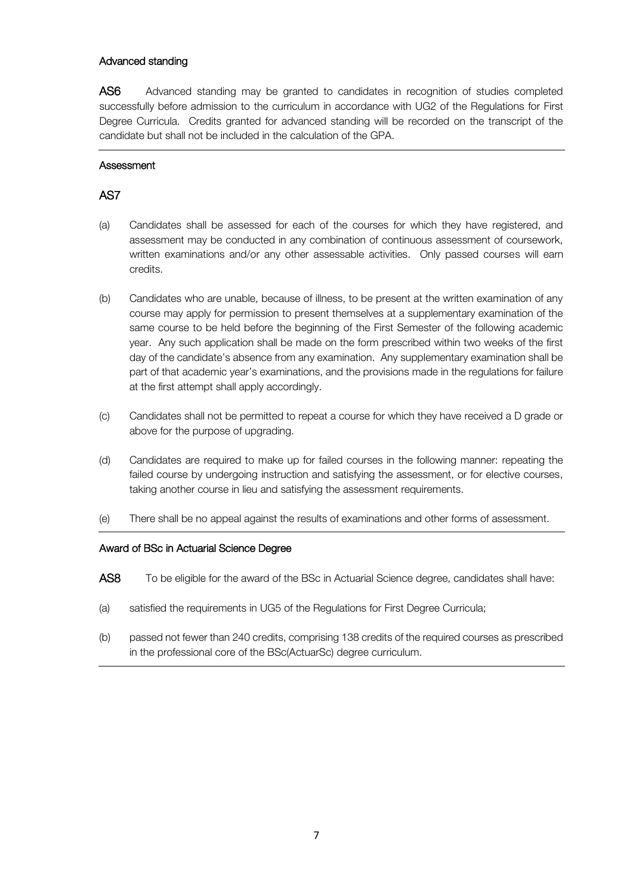## Advanced standing

**AS6** Advanced standing may be granted to candidates in recognition of studies completed successfully before admission to the curriculum in accordance with UG2 of the Regulations for First Degree Curricula. Credits granted for advanced standing will be recorded on the transcript of the candidate but shall not be included in the calculation of the GPA.

## Assessment

### AS7

(a) Candidates shall be assessed for each of the courses for which they have registered, and assessment may be conducted in any combination of continuous assessment of coursework, written examinations and/or any other assessable activities. Only passed courses will earn credits.

(b) Candidates who are unable, because of illness, to be present at the written examination of any course may apply for permission to present themselves at a supplementary examination of the same course to be held before the beginning of the First Semester of the following academic year. Any such application shall be made on the form prescribed within two weeks of the first day of the candidate's absence from any examination. Any supplementary examination shall be part of that academic year's examinations, and the provisions made in the regulations for failure at the first attempt shall apply accordingly.

(c) Candidates shall not be permitted to repeat a course for which they have received a D grade or above for the purpose of upgrading.

(d) Candidates are required to make up for failed courses in the following manner: repeating the failed course by undergoing instruction and satisfying the assessment, or for elective courses, taking another course in lieu and satisfying the assessment requirements.

(e) There shall be no appeal against the results of examinations and other forms of assessment.

## Award of BSc in Actuarial Science Degree

**AS8** To be eligible for the award of the BSc in Actuarial Science degree, candidates shall have:

(a) satisfied the requirements in UG5 of the Regulations for First Degree Curricula;

(b) passed not fewer than 240 credits, comprising 138 credits of the required courses as prescribed in the professional core of the BSc(ActuarSc) degree curriculum.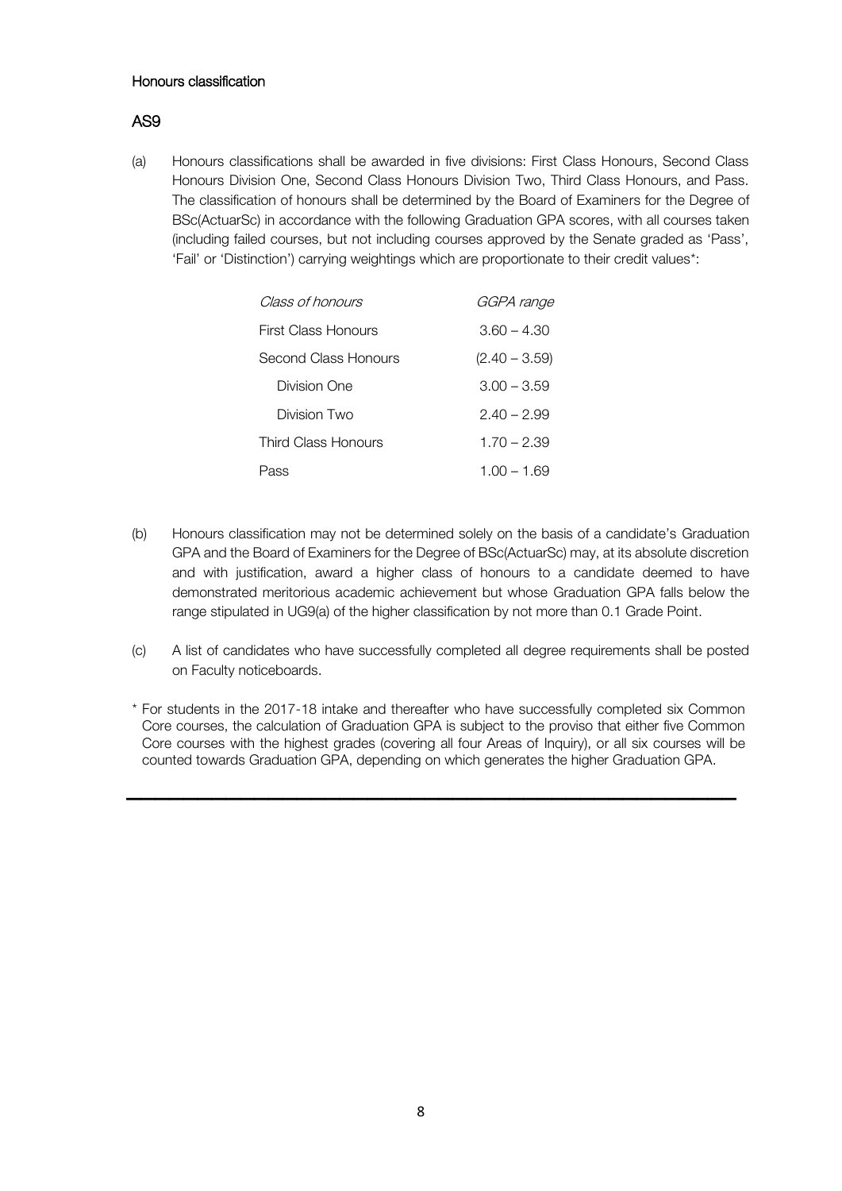#### Honours classification

### AS9

(a) Honours classifications shall be awarded in five divisions: First Class Honours, Second Class Honours Division One, Second Class Honours Division Two, Third Class Honours, and Pass. The classification of honours shall be determined by the Board of Examiners for the Degree of BSc(ActuarSc) in accordance with the following Graduation GPA scores, with all courses taken (including failed courses, but not including courses approved by the Senate graded as 'Pass', 'Fail' or 'Distinction') carrying weightings which are proportionate to their credit values*:

| *Class of honours* | *GGPA range* |
|---|---|
| First Class Honours | 3.60 – 4.30 |
| Second Class Honours | (2.40 – 3.59) |
| Division One | 3.00 – 3.59 |
| Division Two | 2.40 – 2.99 |
| Third Class Honours | 1.70 – 2.39 |
| Pass | 1.00 – 1.69 |

(b) Honours classification may not be determined solely on the basis of a candidate's Graduation GPA and the Board of Examiners for the Degree of BSc(ActuarSc) may, at its absolute discretion and with justification, award a higher class of honours to a candidate deemed to have demonstrated meritorious academic achievement but whose Graduation GPA falls below the range stipulated in UG9(a) of the higher classification by not more than 0.1 Grade Point.

(c) A list of candidates who have successfully completed all degree requirements shall be posted on Faculty noticeboards.

\* For students in the 2017-18 intake and thereafter who have successfully completed six Common Core courses, the calculation of Graduation GPA is subject to the proviso that either five Common Core courses with the highest grades (covering all four Areas of Inquiry), or all six courses will be counted towards Graduation GPA, depending on which generates the higher Graduation GPA.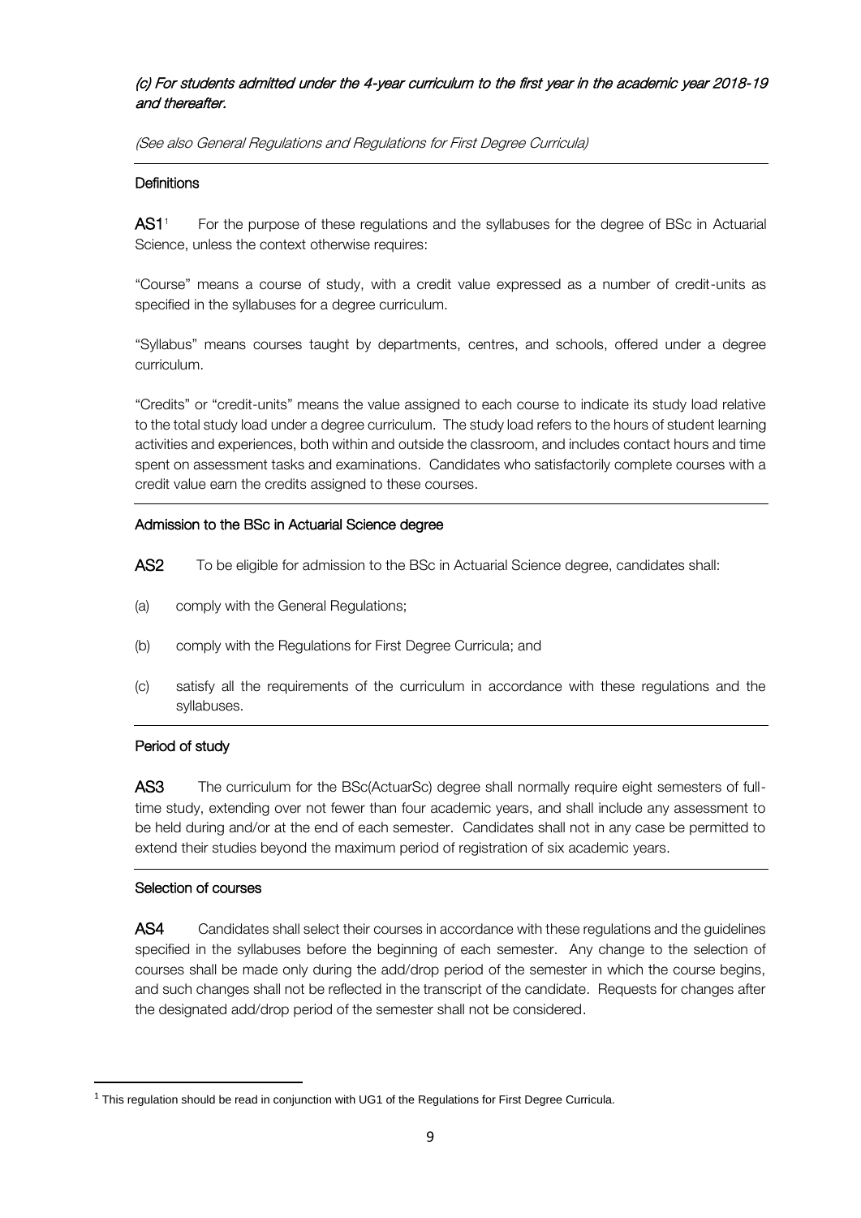*(c) For students admitted under the 4-year curriculum to the first year in the academic year 2018-19 and thereafter.*

*(See also General Regulations and Regulations for First Degree Curricula)*

## Definitions

**AS1**[1] For the purpose of these regulations and the syllabuses for the degree of BSc in Actuarial Science, unless the context otherwise requires:

"Course" means a course of study, with a credit value expressed as a number of credit-units as specified in the syllabuses for a degree curriculum.

"Syllabus" means courses taught by departments, centres, and schools, offered under a degree curriculum.

"Credits" or "credit-units" means the value assigned to each course to indicate its study load relative to the total study load under a degree curriculum. The study load refers to the hours of student learning activities and experiences, both within and outside the classroom, and includes contact hours and time spent on assessment tasks and examinations. Candidates who satisfactorily complete courses with a credit value earn the credits assigned to these courses.

## Admission to the BSc in Actuarial Science degree

**AS2** To be eligible for admission to the BSc in Actuarial Science degree, candidates shall:

(a) comply with the General Regulations;

(b) comply with the Regulations for First Degree Curricula; and

(c) satisfy all the requirements of the curriculum in accordance with these regulations and the syllabuses.

## Period of study

**AS3** The curriculum for the BSc(ActuarSc) degree shall normally require eight semesters of full-time study, extending over not fewer than four academic years, and shall include any assessment to be held during and/or at the end of each semester. Candidates shall not in any case be permitted to extend their studies beyond the maximum period of registration of six academic years.

## Selection of courses

**AS4** Candidates shall select their courses in accordance with these regulations and the guidelines specified in the syllabuses before the beginning of each semester. Any change to the selection of courses shall be made only during the add/drop period of the semester in which the course begins, and such changes shall not be reflected in the transcript of the candidate. Requests for changes after the designated add/drop period of the semester shall not be considered.

---

[1] This regulation should be read in conjunction with UG1 of the Regulations for First Degree Curricula.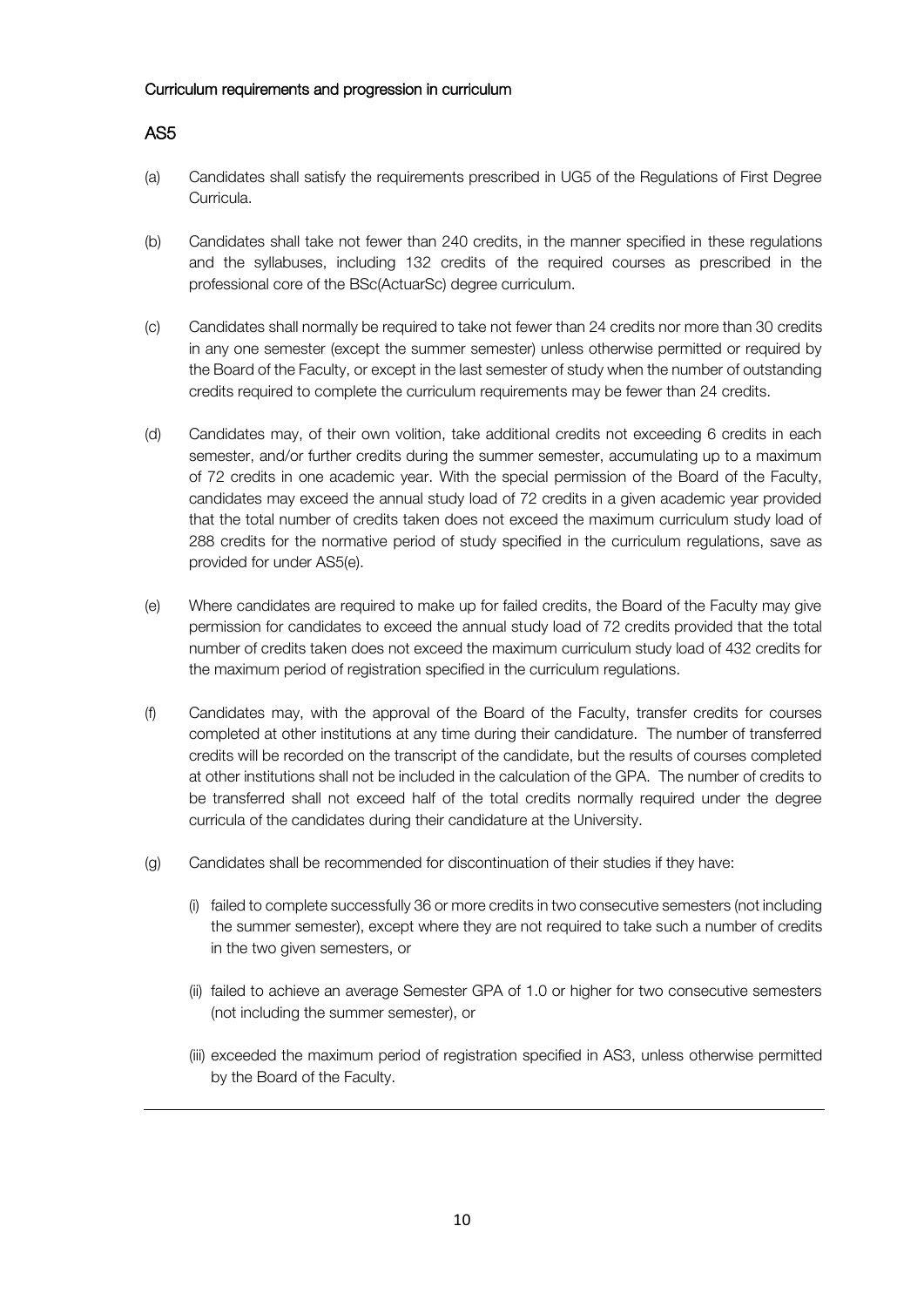Curriculum requirements and progression in curriculum

## AS5

(a) Candidates shall satisfy the requirements prescribed in UG5 of the Regulations of First Degree Curricula.

(b) Candidates shall take not fewer than 240 credits, in the manner specified in these regulations and the syllabuses, including 132 credits of the required courses as prescribed in the professional core of the BSc(ActuarSc) degree curriculum.

(c) Candidates shall normally be required to take not fewer than 24 credits nor more than 30 credits in any one semester (except the summer semester) unless otherwise permitted or required by the Board of the Faculty, or except in the last semester of study when the number of outstanding credits required to complete the curriculum requirements may be fewer than 24 credits.

(d) Candidates may, of their own volition, take additional credits not exceeding 6 credits in each semester, and/or further credits during the summer semester, accumulating up to a maximum of 72 credits in one academic year. With the special permission of the Board of the Faculty, candidates may exceed the annual study load of 72 credits in a given academic year provided that the total number of credits taken does not exceed the maximum curriculum study load of 288 credits for the normative period of study specified in the curriculum regulations, save as provided for under AS5(e).

(e) Where candidates are required to make up for failed credits, the Board of the Faculty may give permission for candidates to exceed the annual study load of 72 credits provided that the total number of credits taken does not exceed the maximum curriculum study load of 432 credits for the maximum period of registration specified in the curriculum regulations.

(f) Candidates may, with the approval of the Board of the Faculty, transfer credits for courses completed at other institutions at any time during their candidature. The number of transferred credits will be recorded on the transcript of the candidate, but the results of courses completed at other institutions shall not be included in the calculation of the GPA. The number of credits to be transferred shall not exceed half of the total credits normally required under the degree curricula of the candidates during their candidature at the University.

(g) Candidates shall be recommended for discontinuation of their studies if they have:

(i) failed to complete successfully 36 or more credits in two consecutive semesters (not including the summer semester), except where they are not required to take such a number of credits in the two given semesters, or

(ii) failed to achieve an average Semester GPA of 1.0 or higher for two consecutive semesters (not including the summer semester), or

(iii) exceeded the maximum period of registration specified in AS3, unless otherwise permitted by the Board of the Faculty.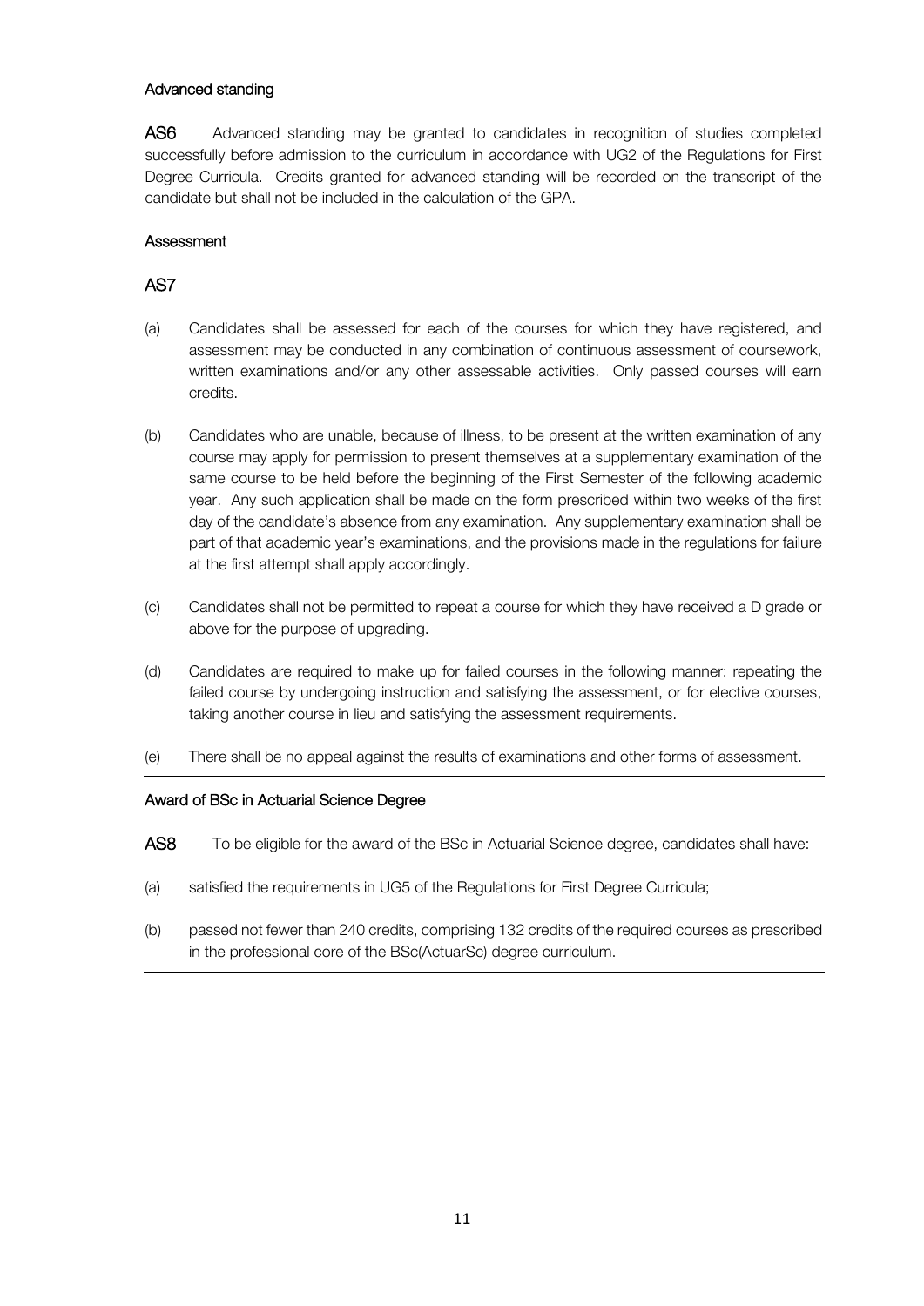### Advanced standing

**AS6** Advanced standing may be granted to candidates in recognition of studies completed successfully before admission to the curriculum in accordance with UG2 of the Regulations for First Degree Curricula. Credits granted for advanced standing will be recorded on the transcript of the candidate but shall not be included in the calculation of the GPA.

### Assessment

**AS7**

(a) Candidates shall be assessed for each of the courses for which they have registered, and assessment may be conducted in any combination of continuous assessment of coursework, written examinations and/or any other assessable activities. Only passed courses will earn credits.

(b) Candidates who are unable, because of illness, to be present at the written examination of any course may apply for permission to present themselves at a supplementary examination of the same course to be held before the beginning of the First Semester of the following academic year. Any such application shall be made on the form prescribed within two weeks of the first day of the candidate's absence from any examination. Any supplementary examination shall be part of that academic year's examinations, and the provisions made in the regulations for failure at the first attempt shall apply accordingly.

(c) Candidates shall not be permitted to repeat a course for which they have received a D grade or above for the purpose of upgrading.

(d) Candidates are required to make up for failed courses in the following manner: repeating the failed course by undergoing instruction and satisfying the assessment, or for elective courses, taking another course in lieu and satisfying the assessment requirements.

(e) There shall be no appeal against the results of examinations and other forms of assessment.

### Award of BSc in Actuarial Science Degree

**AS8** To be eligible for the award of the BSc in Actuarial Science degree, candidates shall have:

(a) satisfied the requirements in UG5 of the Regulations for First Degree Curricula;

(b) passed not fewer than 240 credits, comprising 132 credits of the required courses as prescribed in the professional core of the BSc(ActuarSc) degree curriculum.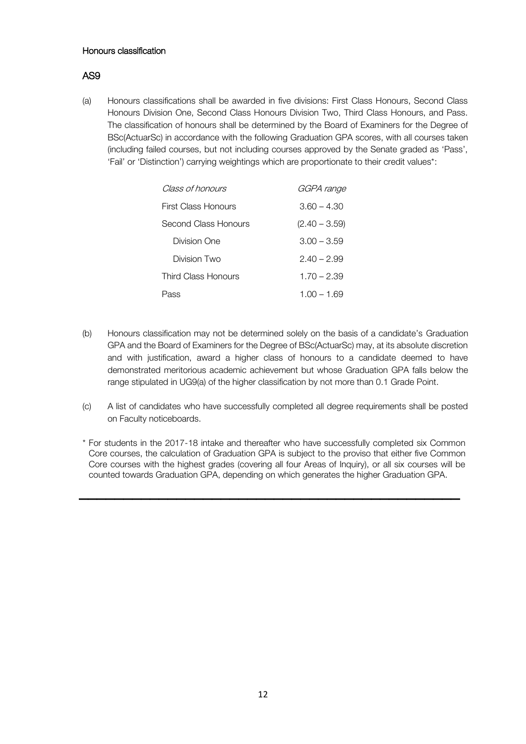Honours classification

## AS9

(a) Honours classifications shall be awarded in five divisions: First Class Honours, Second Class Honours Division One, Second Class Honours Division Two, Third Class Honours, and Pass. The classification of honours shall be determined by the Board of Examiners for the Degree of BSc(ActuarSc) in accordance with the following Graduation GPA scores, with all courses taken (including failed courses, but not including courses approved by the Senate graded as 'Pass', 'Fail' or 'Distinction') carrying weightings which are proportionate to their credit values*:

| *Class of honours* | *GGPA range* |
|---|---|
| First Class Honours | 3.60 – 4.30 |
| Second Class Honours | (2.40 – 3.59) |
| Division One | 3.00 – 3.59 |
| Division Two | 2.40 – 2.99 |
| Third Class Honours | 1.70 – 2.39 |
| Pass | 1.00 – 1.69 |

(b) Honours classification may not be determined solely on the basis of a candidate's Graduation GPA and the Board of Examiners for the Degree of BSc(ActuarSc) may, at its absolute discretion and with justification, award a higher class of honours to a candidate deemed to have demonstrated meritorious academic achievement but whose Graduation GPA falls below the range stipulated in UG9(a) of the higher classification by not more than 0.1 Grade Point.

(c) A list of candidates who have successfully completed all degree requirements shall be posted on Faculty noticeboards.

\* For students in the 2017-18 intake and thereafter who have successfully completed six Common Core courses, the calculation of Graduation GPA is subject to the proviso that either five Common Core courses with the highest grades (covering all four Areas of Inquiry), or all six courses will be counted towards Graduation GPA, depending on which generates the higher Graduation GPA.